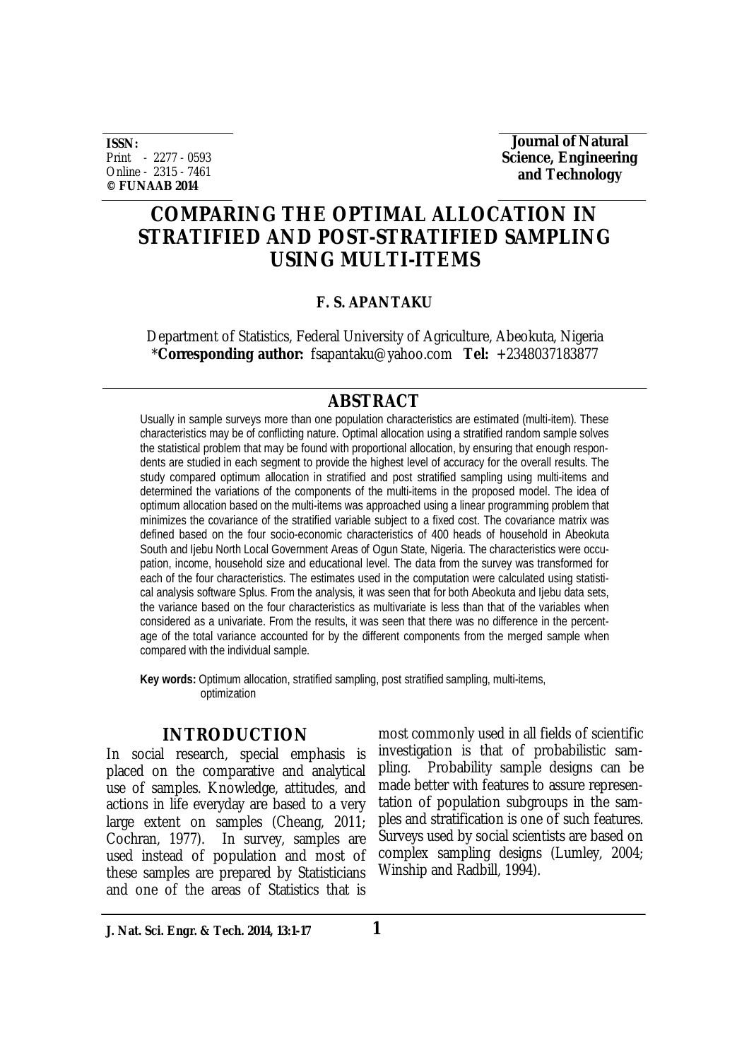ISSN:
Print - 2277 - 0593
Online - 2315 - 7461
**© FUNAAB 2014**

**Journal of Natural Science, Engineering and Technology**

# COMPARING THE OPTIMAL ALLOCATION IN STRATIFIED AND POST-STRATIFIED SAMPLING USING MULTI-ITEMS

**F. S. APANTAKU**

Department of Statistics, Federal University of Agriculture, Abeokuta, Nigeria
***Corresponding author:** fsapantaku@yahoo.com **Tel:** +2348037183877

## ABSTRACT

Usually in sample surveys more than one population characteristics are estimated (multi-item). These characteristics may be of conflicting nature. Optimal allocation using a stratified random sample solves the statistical problem that may be found with proportional allocation, by ensuring that enough respondents are studied in each segment to provide the highest level of accuracy for the overall results. The study compared optimum allocation in stratified and post stratified sampling using multi-items and determined the variations of the components of the multi-items in the proposed model. The idea of optimum allocation based on the multi-items was approached using a linear programming problem that minimizes the covariance of the stratified variable subject to a fixed cost. The covariance matrix was defined based on the four socio-economic characteristics of 400 heads of household in Abeokuta South and Ijebu North Local Government Areas of Ogun State, Nigeria. The characteristics were occupation, income, household size and educational level. The data from the survey was transformed for each of the four characteristics. The estimates used in the computation were calculated using statistical analysis software Splus. From the analysis, it was seen that for both Abeokuta and Ijebu data sets, the variance based on the four characteristics as multivariate is less than that of the variables when considered as a univariate. From the results, it was seen that there was no difference in the percentage of the total variance accounted for by the different components from the merged sample when compared with the individual sample.

**Key words:** Optimum allocation, stratified sampling, post stratified sampling, multi-items, optimization

## INTRODUCTION

In social research, special emphasis is placed on the comparative and analytical use of samples. Knowledge, attitudes, and actions in life everyday are based to a very large extent on samples (Cheang, 2011; Cochran, 1977). In survey, samples are used instead of population and most of these samples are prepared by Statisticians and one of the areas of Statistics that is most commonly used in all fields of scientific investigation is that of probabilistic sampling. Probability sample designs can be made better with features to assure representation of population subgroups in the samples and stratification is one of such features. Surveys used by social scientists are based on complex sampling designs (Lumley, 2004; Winship and Radbill, 1994).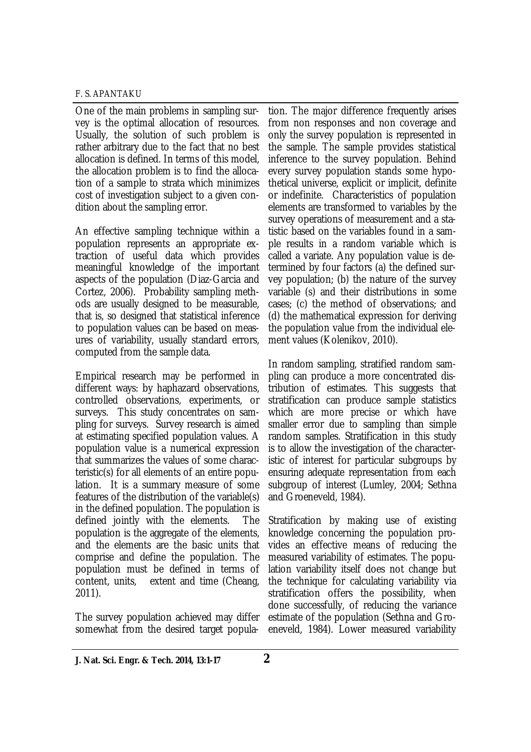One of the main problems in sampling survey is the optimal allocation of resources. Usually, the solution of such problem is rather arbitrary due to the fact that no best allocation is defined. In terms of this model, the allocation problem is to find the allocation of a sample to strata which minimizes cost of investigation subject to a given condition about the sampling error.

An effective sampling technique within a population represents an appropriate extraction of useful data which provides meaningful knowledge of the important aspects of the population (Diaz-Garcia and Cortez, 2006). Probability sampling methods are usually designed to be measurable, that is, so designed that statistical inference to population values can be based on measures of variability, usually standard errors, computed from the sample data.

Empirical research may be performed in different ways: by haphazard observations, controlled observations, experiments, or surveys. This study concentrates on sampling for surveys. Survey research is aimed at estimating specified population values. A population value is a numerical expression that summarizes the values of some characteristic(s) for all elements of an entire population. It is a summary measure of some features of the distribution of the variable(s) in the defined population. The population is defined jointly with the elements. The population is the aggregate of the elements, and the elements are the basic units that comprise and define the population. The population must be defined in terms of content, units, extent and time (Cheang, 2011).

The survey population achieved may differ somewhat from the desired target population. The major difference frequently arises from non responses and non coverage and only the survey population is represented in the sample. The sample provides statistical inference to the survey population. Behind every survey population stands some hypothetical universe, explicit or implicit, definite or indefinite. Characteristics of population elements are transformed to variables by the survey operations of measurement and a statistic based on the variables found in a sample results in a random variable which is called a variate. Any population value is determined by four factors (a) the defined survey population; (b) the nature of the survey variable (s) and their distributions in some cases; (c) the method of observations; and (d) the mathematical expression for deriving the population value from the individual element values (Kolenikov, 2010).

In random sampling, stratified random sampling can produce a more concentrated distribution of estimates. This suggests that stratification can produce sample statistics which are more precise or which have smaller error due to sampling than simple random samples. Stratification in this study is to allow the investigation of the characteristic of interest for particular subgroups by ensuring adequate representation from each subgroup of interest (Lumley, 2004; Sethna and Groeneveld, 1984).

Stratification by making use of existing knowledge concerning the population provides an effective means of reducing the measured variability of estimates. The population variability itself does not change but the technique for calculating variability via stratification offers the possibility, when done successfully, of reducing the variance estimate of the population (Sethna and Groeneveld, 1984). Lower measured variability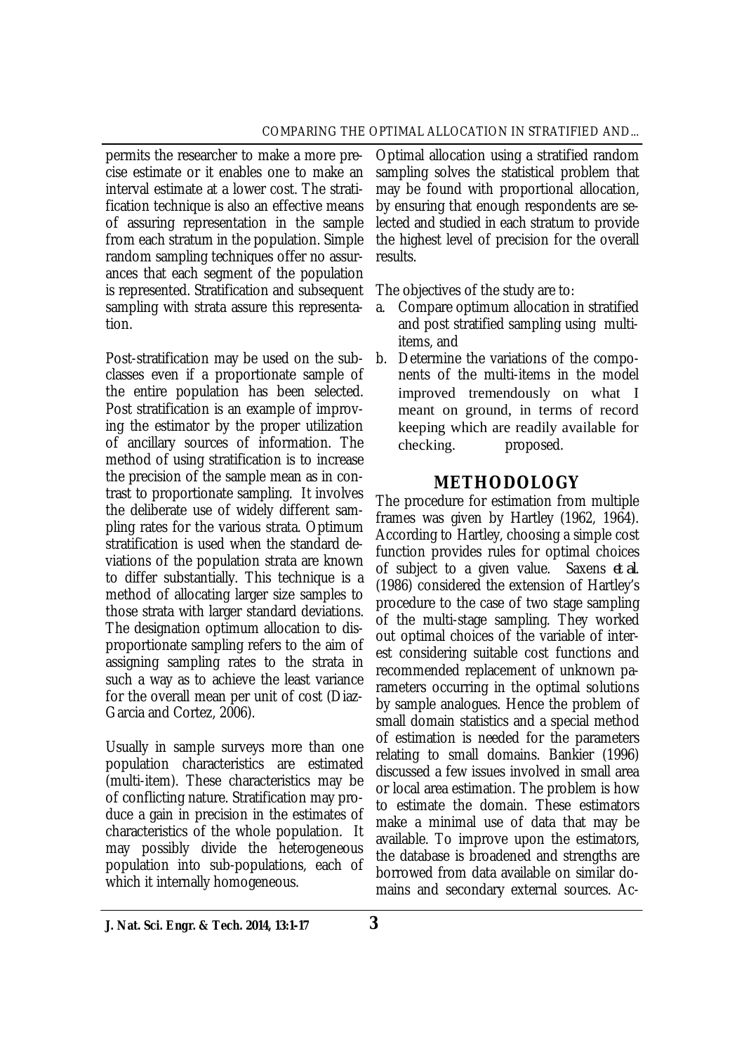permits the researcher to make a more precise estimate or it enables one to make an interval estimate at a lower cost. The stratification technique is also an effective means of assuring representation in the sample from each stratum in the population. Simple random sampling techniques offer no assurances that each segment of the population is represented. Stratification and subsequent sampling with strata assure this representation.

Post-stratification may be used on the subclasses even if a proportionate sample of the entire population has been selected. Post stratification is an example of improving the estimator by the proper utilization of ancillary sources of information. The method of using stratification is to increase the precision of the sample mean as in contrast to proportionate sampling. It involves the deliberate use of widely different sampling rates for the various strata. Optimum stratification is used when the standard deviations of the population strata are known to differ substantially. This technique is a method of allocating larger size samples to those strata with larger standard deviations. The designation optimum allocation to disproportionate sampling refers to the aim of assigning sampling rates to the strata in such a way as to achieve the least variance for the overall mean per unit of cost (Diaz-Garcia and Cortez, 2006).

Usually in sample surveys more than one population characteristics are estimated (multi-item). These characteristics may be of conflicting nature. Stratification may produce a gain in precision in the estimates of characteristics of the whole population. It may possibly divide the heterogeneous population into sub-populations, each of which it internally homogeneous.

Optimal allocation using a stratified random sampling solves the statistical problem that may be found with proportional allocation, by ensuring that enough respondents are selected and studied in each stratum to provide the highest level of precision for the overall results.

The objectives of the study are to:

a. Compare optimum allocation in stratified and post stratified sampling using multi-items, and
b. Determine the variations of the components of the multi-items in the model improved tremendously on what I meant on ground, in terms of record keeping which are readily available for checking. proposed.

## METHODOLOGY

The procedure for estimation from multiple frames was given by Hartley (1962, 1964). According to Hartley, choosing a simple cost function provides rules for optimal choices of subject to a given value. Saxens *et al.* (1986) considered the extension of Hartley's procedure to the case of two stage sampling of the multi-stage sampling. They worked out optimal choices of the variable of interest considering suitable cost functions and recommended replacement of unknown parameters occurring in the optimal solutions by sample analogues. Hence the problem of small domain statistics and a special method of estimation is needed for the parameters relating to small domains. Bankier (1996) discussed a few issues involved in small area or local area estimation. The problem is how to estimate the domain. These estimators make a minimal use of data that may be available. To improve upon the estimators, the database is broadened and strengths are borrowed from data available on similar domains and secondary external sources. Ac-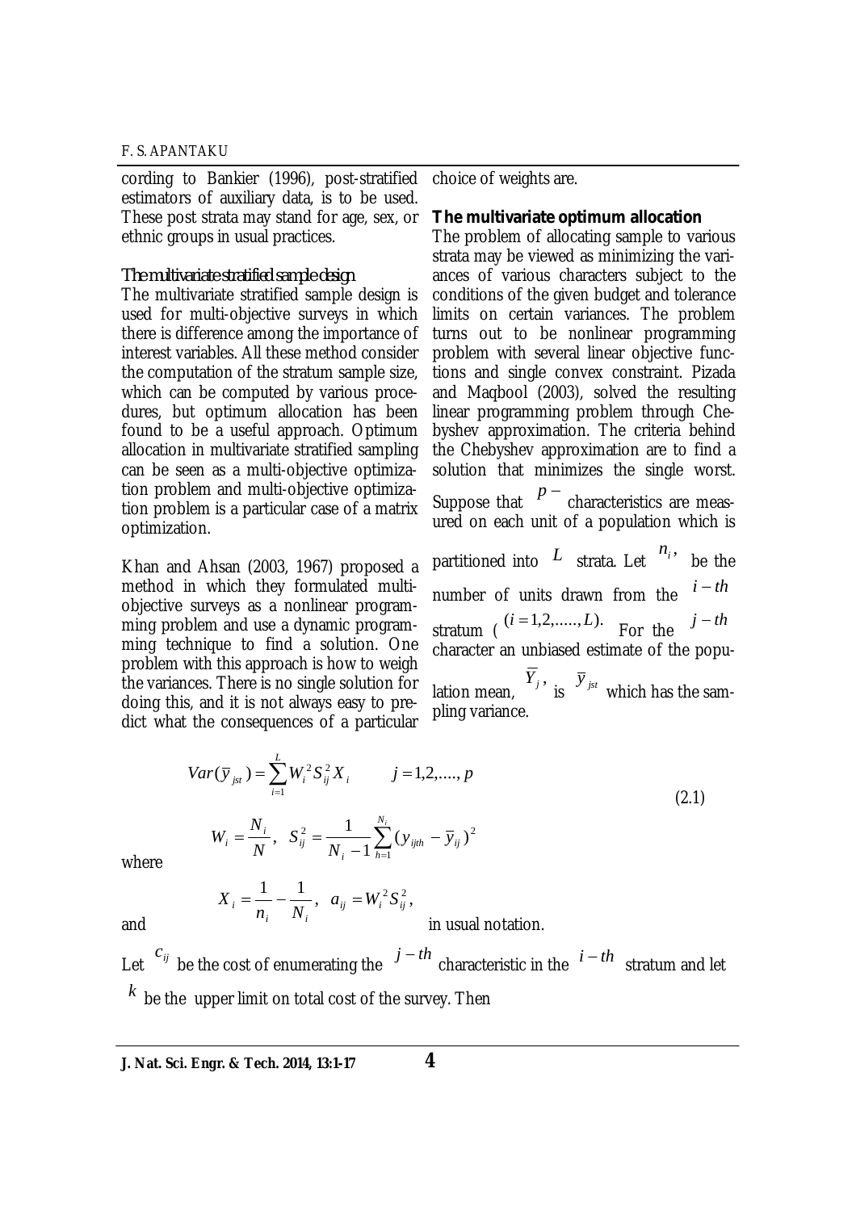cording to Bankier (1996), post-stratified estimators of auxiliary data, is to be used. These post strata may stand for age, sex, or ethnic groups in usual practices.

### The multivariate stratified sample design

The multivariate stratified sample design is used for multi-objective surveys in which there is difference among the importance of interest variables. All these method consider the computation of the stratum sample size, which can be computed by various procedures, but optimum allocation has been found to be a useful approach. Optimum allocation in multivariate stratified sampling can be seen as a multi-objective optimization problem and multi-objective optimization problem is a particular case of a matrix optimization.

Khan and Ahsan (2003, 1967) proposed a method in which they formulated multi-objective surveys as a nonlinear programming problem and use a dynamic programming technique to find a solution. One problem with this approach is how to weigh the variances. There is no single solution for doing this, and it is not always easy to predict what the consequences of a particular choice of weights are.

### The multivariate optimum allocation

The problem of allocating sample to various strata may be viewed as minimizing the variances of various characters subject to the conditions of the given budget and tolerance limits on certain variances. The problem turns out to be nonlinear programming problem with several linear objective functions and single convex constraint. Pizada and Maqbool (2003), solved the resulting linear programming problem through Chebyshev approximation. The criteria behind the Chebyshev approximation are to find a solution that minimizes the single worst. Suppose that $p-$ characteristics are measured on each unit of a population which is partitioned into $L$ strata. Let $n_i,$ be the number of units drawn from the $i-th$ stratum ( $(i=1,2,.....,L).$ For the $j-th$ character an unbiased estimate of the population mean, $\overline{Y}_j,$ is $\overline{y}_{jst}$ which has the sampling variance.

$$Var(\overline{y}_{jst}) = \sum_{i=1}^{L} W_i^2 S_{ij}^2 X_i \qquad j=1,2,....,p \tag{2.1}$$

$$W_i = \frac{N_i}{N}, \quad S_{ij}^2 = \frac{1}{N_i - 1}\sum_{h=1}^{N_i}(y_{ijth} - \overline{y}_{ij})^2$$

where

$$X_i = \frac{1}{n_i} - \frac{1}{N_i}, \quad a_{ij} = W_i^2 S_{ij}^2,$$

and in usual notation.

Let $c_{ij}$ be the cost of enumerating the $j-th$ characteristic in the $i-th$ stratum and let $k$ be the upper limit on total cost of the survey. Then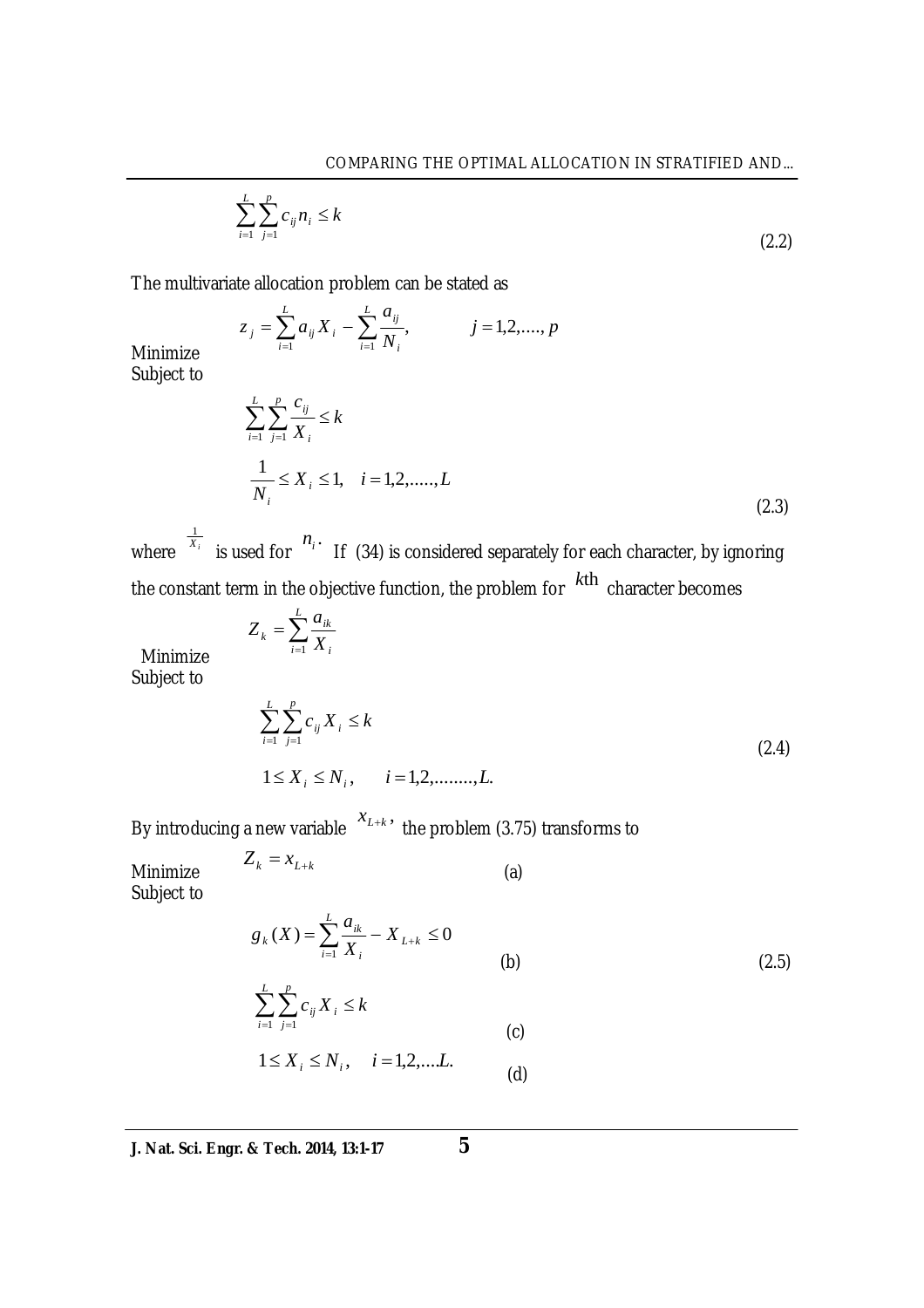$$\sum_{i=1}^{L}\sum_{j=1}^{p} c_{ij} n_i \le k \tag{2.2}$$

The multivariate allocation problem can be stated as

Minimize
$$z_j = \sum_{i=1}^{L} a_{ij} X_i - \sum_{i=1}^{L} \frac{a_{ij}}{N_i}, \qquad j = 1,2,\ldots, p$$

Subject to

$$\sum_{i=1}^{L}\sum_{j=1}^{p} \frac{c_{ij}}{X_i} \le k$$

$$\frac{1}{N_i} \le X_i \le 1, \quad i = 1,2,\ldots, L \tag{2.3}$$

where $\frac{1}{X_i}$ is used for $n_i$. If (34) is considered separately for each character, by ignoring the constant term in the objective function, the problem for $k$th character becomes

Minimize
$$Z_k = \sum_{i=1}^{L} \frac{a_{ik}}{X_i}$$

Subject to

$$\sum_{i=1}^{L}\sum_{j=1}^{p} c_{ij} X_i \le k$$

$$1 \le X_i \le N_i, \qquad i = 1,2,\ldots\ldots, L. \tag{2.4}$$

By introducing a new variable $x_{L+k}$, the problem (3.75) transforms to

Minimize
$$Z_k = x_{L+k} \qquad \text{(a)}$$

Subject to

$$g_k(X) = \sum_{i=1}^{L} \frac{a_{ik}}{X_i} - X_{L+k} \le 0 \qquad \text{(b)}$$

$$\sum_{i=1}^{L}\sum_{j=1}^{p} c_{ij} X_i \le k \qquad \text{(c)} \tag{2.5}$$

$$1 \le X_i \le N_i, \quad i = 1,2,\ldots L. \qquad \text{(d)}$$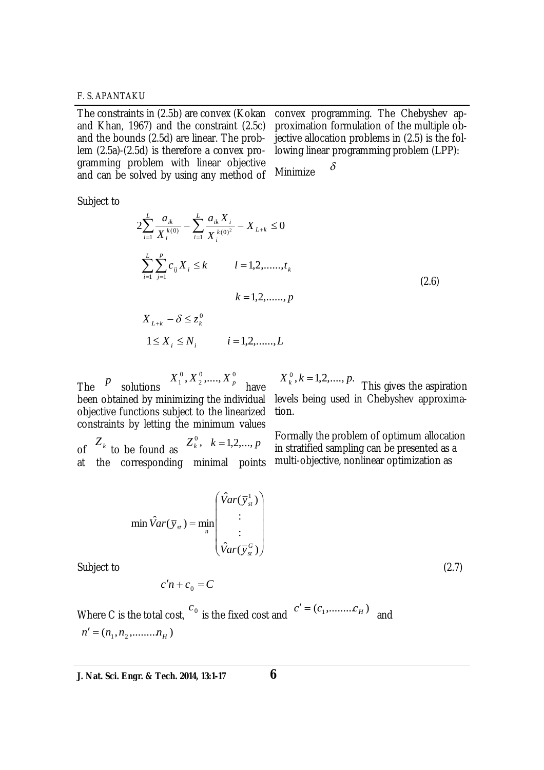The constraints in (2.5b) are convex (Kokan and Khan, 1967) and the constraint (2.5c) and the bounds (2.5d) are linear. The problem (2.5a)-(2.5d) is therefore a convex programming problem with linear objective and can be solved by using any method of convex programming. The Chebyshev approximation formulation of the multiple objective allocation problems in (2.5) is the following linear programming problem (LPP):

Minimize $\delta$

Subject to

$$
\begin{aligned}
&2\sum_{i=1}^{L}\frac{a_{ik}}{X_i^{k(0)}} - \sum_{i=1}^{L}\frac{a_{ik}X_i}{X_i^{k(0)^2}} - X_{L+k} \le 0 \\
&\sum_{i=1}^{L}\sum_{j=1}^{p} c_{ij}X_i \le k \qquad l = 1,2,\ldots\ldots,t_k \\
&\qquad\qquad\qquad\qquad k = 1,2,\ldots\ldots,p \\
&X_{L+k} - \delta \le z_k^0 \\
&1 \le X_i \le N_i \qquad i = 1,2,\ldots\ldots,L
\end{aligned}
\tag{2.6}
$$

The $p$ solutions $X_1^0, X_2^0, \ldots., X_p^0$ have been obtained by minimizing the individual objective functions subject to the linearized constraints by letting the minimum values of $Z_k$ to be found as $Z_k^0,\ \ k = 1,2,\ldots, p$ at the corresponding minimal points $X_k^0, k = 1,2,\ldots., p.$ This gives the aspiration levels being used in Chebyshev approximation.

Formally the problem of optimum allocation in stratified sampling can be presented as a multi-objective, nonlinear optimization as

$$
\min \hat{V}ar(\bar{y}_{st}) = \min_{n}\begin{pmatrix} \hat{V}ar(\bar{y}_{st}^1) \\ \vdots \\ \vdots \\ \hat{V}ar(\bar{y}_{st}^G) \end{pmatrix}
$$

Subject to (2.7)

$$
c'n + c_0 = C
$$

Where C is the total cost, $c_0$ is the fixed cost and $c' = (c_1, \ldots\ldots\ldots c_H)$ and $n' = (n_1, n_2, \ldots\ldots\ldots n_H)$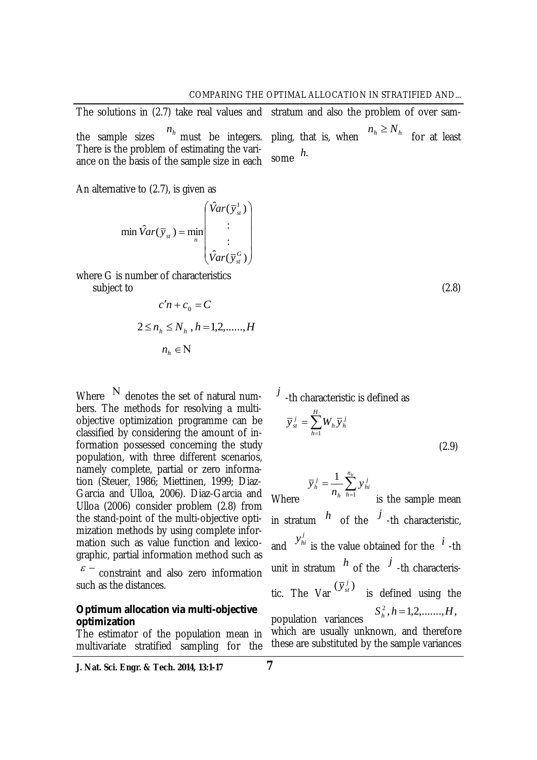The solutions in (2.7) take real values and the sample sizes $n_h$ must be integers. There is the problem of estimating the variance on the basis of the sample size in each stratum and also the problem of over sampling, that is, when $n_h \geq N_h$ for at least some $h$.

An alternative to (2.7), is given as

$$\min \hat{V}ar(\bar{y}_{st}) = \min_{n} \begin{pmatrix} \hat{V}ar(\bar{y}_{st}^{1}) \\ \vdots \\ \vdots \\ \hat{V}ar(\bar{y}_{st}^{G}) \end{pmatrix}$$

where G is number of characteristics
subject to (2.8)

$$c'n + c_0 = C$$

$$2 \leq n_h \leq N_h \, , h = 1,2,\ldots\ldots,H$$

$$n_h \in \mathrm{N}$$

Where $\mathrm{N}$ denotes the set of natural numbers. The methods for resolving a multi-objective optimization programme can be classified by considering the amount of information possessed concerning the study population, with three different scenarios, namely complete, partial or zero information (Steuer, 1986; Miettinen, 1999; Diaz-Garcia and Ulloa, 2006). Diaz-Garcia and Ulloa (2006) consider problem (2.8) from the stand-point of the multi-objective optimization methods by using complete information such as value function and lexicographic, partial information method such as $\varepsilon-$ constraint and also zero information such as the distances.

**Optimum allocation via multi-objective optimization**

The estimator of the population mean in multivariate stratified sampling for the $j$-th characteristic is defined as

$$\bar{y}_{st}^{j} = \sum_{h=1}^{H} W_h \bar{y}_h^{j} \tag{2.9}$$

Where $\bar{y}_h^{j} = \dfrac{1}{n_h} \sum_{h=1}^{n_h} y_{hi}^{j}$ is the sample mean in stratum $h$ of the $j$-th characteristic, and $y_{hi}^{j}$ is the value obtained for the $i$-th unit in stratum $h$ of the $j$-th characteristic. The Var $(\bar{y}_{st}^{j})$ is defined using the population variances $S_h^2, h = 1,2,\ldots\ldots,H,$ which are usually unknown, and therefore these are substituted by the sample variances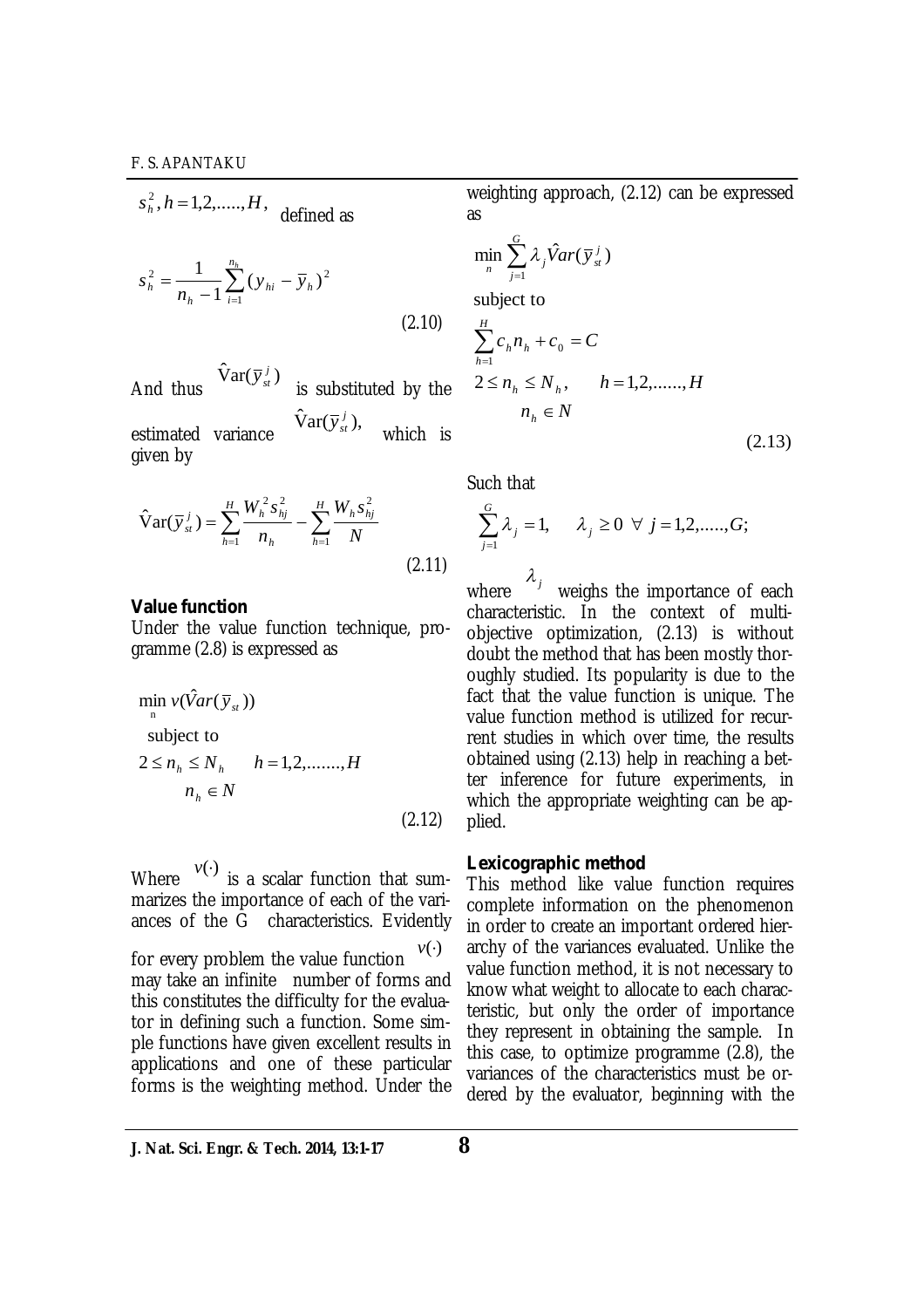$s_h^2, h = 1,2,.....,H,$ defined as

$$s_h^2 = \frac{1}{n_h - 1}\sum_{i=1}^{n_h}(y_{hi} - \bar{y}_h)^2 \tag{2.10}$$

And thus $\hat{\mathrm{V}}\mathrm{ar}(\bar{y}_{st}^{\,j})$ is substituted by the estimated variance $\hat{\mathrm{V}}\mathrm{ar}(\bar{y}_{st}^{\,j}),$ which is given by

$$\hat{\mathrm{V}}\mathrm{ar}(\bar{y}_{st}^{\,j}) = \sum_{h=1}^{H}\frac{W_h^2 s_{hj}^2}{n_h} - \sum_{h=1}^{H}\frac{W_h s_{hj}^2}{N} \tag{2.11}$$

**Value function**

Under the value function technique, programme (2.8) is expressed as

$$\begin{aligned}
&\min_{n} v(\hat{V}ar(\bar{y}_{st})) \\
&\text{subject to} \\
&2 \le n_h \le N_h \qquad h = 1,2,.......,H \\
&\qquad n_h \in N
\end{aligned} \tag{2.12}$$

Where $v(\cdot)$ is a scalar function that summarizes the importance of each of the variances of the G characteristics. Evidently for every problem the value function $v(\cdot)$ may take an infinite number of forms and this constitutes the difficulty for the evaluator in defining such a function. Some simple functions have given excellent results in applications and one of these particular forms is the weighting method. Under the weighting approach, (2.12) can be expressed as

$$\begin{aligned}
&\min_{n} \sum_{j=1}^{G}\lambda_j \hat{V}ar(\bar{y}_{st}^{\,j}) \\
&\text{subject to} \\
&\sum_{h=1}^{H} c_h n_h + c_0 = C \\
&2 \le n_h \le N_h, \qquad h = 1,2,......,H \\
&\qquad n_h \in N
\end{aligned} \tag{2.13}$$

Such that

$$\sum_{j=1}^{G}\lambda_j = 1, \quad \lambda_j \ge 0 \ \forall \ j = 1,2,.....,G;$$

where $\lambda_j$ weighs the importance of each characteristic. In the context of multi-objective optimization, (2.13) is without doubt the method that has been mostly thoroughly studied. Its popularity is due to the fact that the value function is unique. The value function method is utilized for recurrent studies in which over time, the results obtained using (2.13) help in reaching a better inference for future experiments, in which the appropriate weighting can be applied.

**Lexicographic method**

This method like value function requires complete information on the phenomenon in order to create an important ordered hierarchy of the variances evaluated. Unlike the value function method, it is not necessary to know what weight to allocate to each characteristic, but only the order of importance they represent in obtaining the sample. In this case, to optimize programme (2.8), the variances of the characteristics must be ordered by the evaluator, beginning with the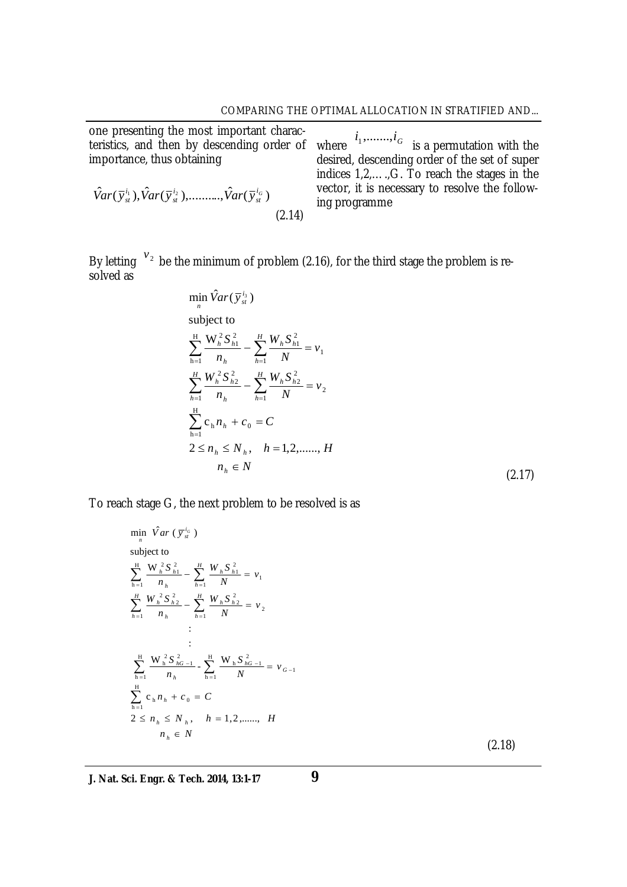one presenting the most important characteristics, and then by descending order of importance, thus obtaining

$$\hat{V}ar(\bar{y}_{st}^{i_1}), \hat{V}ar(\bar{y}_{st}^{i_2}), \ldots\ldots\ldots, \hat{V}ar(\bar{y}_{st}^{i_G}) \tag{2.14}$$

where $i_1, \ldots\ldots, i_G$ is a permutation with the desired, descending order of the set of super indices 1,2,….,G. To reach the stages in the vector, it is necessary to resolve the following programme

By letting $v_2$ be the minimum of problem (2.16), for the third stage the problem is resolved as

$$
\begin{aligned}
&\min_{n} \hat{V}ar(\bar{y}_{st}^{i_3}) \\
&\text{subject to} \\
&\sum_{h=1}^{H} \frac{W_h^2 S_{h1}^2}{n_h} - \sum_{h=1}^{H} \frac{W_h S_{h1}^2}{N} = v_1 \\
&\sum_{h=1}^{H} \frac{W_h^2 S_{h2}^2}{n_h} - \sum_{h=1}^{H} \frac{W_h S_{h2}^2}{N} = v_2 \\
&\sum_{h=1}^{H} c_h n_h + c_0 = C \\
&2 \le n_h \le N_h, \quad h = 1,2,\ldots\ldots, H \\
&\qquad n_h \in N
\end{aligned} \tag{2.17}
$$

To reach stage G, the next problem to be resolved is as

$$
\begin{aligned}
&\min_{n} \hat{V}ar(\bar{y}_{st}^{i_G}) \\
&\text{subject to} \\
&\sum_{h=1}^{H} \frac{W_h^2 S_{h1}^2}{n_h} - \sum_{h=1}^{H} \frac{W_h S_{h1}^2}{N} = v_1 \\
&\sum_{h=1}^{H} \frac{W_h^2 S_{h2}^2}{n_h} - \sum_{h=1}^{H} \frac{W_h S_{h2}^2}{N} = v_2 \\
&\qquad\vdots \\
&\qquad\vdots \\
&\sum_{h=1}^{H} \frac{W_h^2 S_{hG-1}^2}{n_h} - \sum_{h=1}^{H} \frac{W_h S_{hG-1}^2}{N} = v_{G-1} \\
&\sum_{h=1}^{H} c_h n_h + c_0 = C \\
&2 \le n_h \le N_h, \quad h = 1,2,\ldots\ldots, H \\
&\qquad n_h \in N
\end{aligned} \tag{2.18}
$$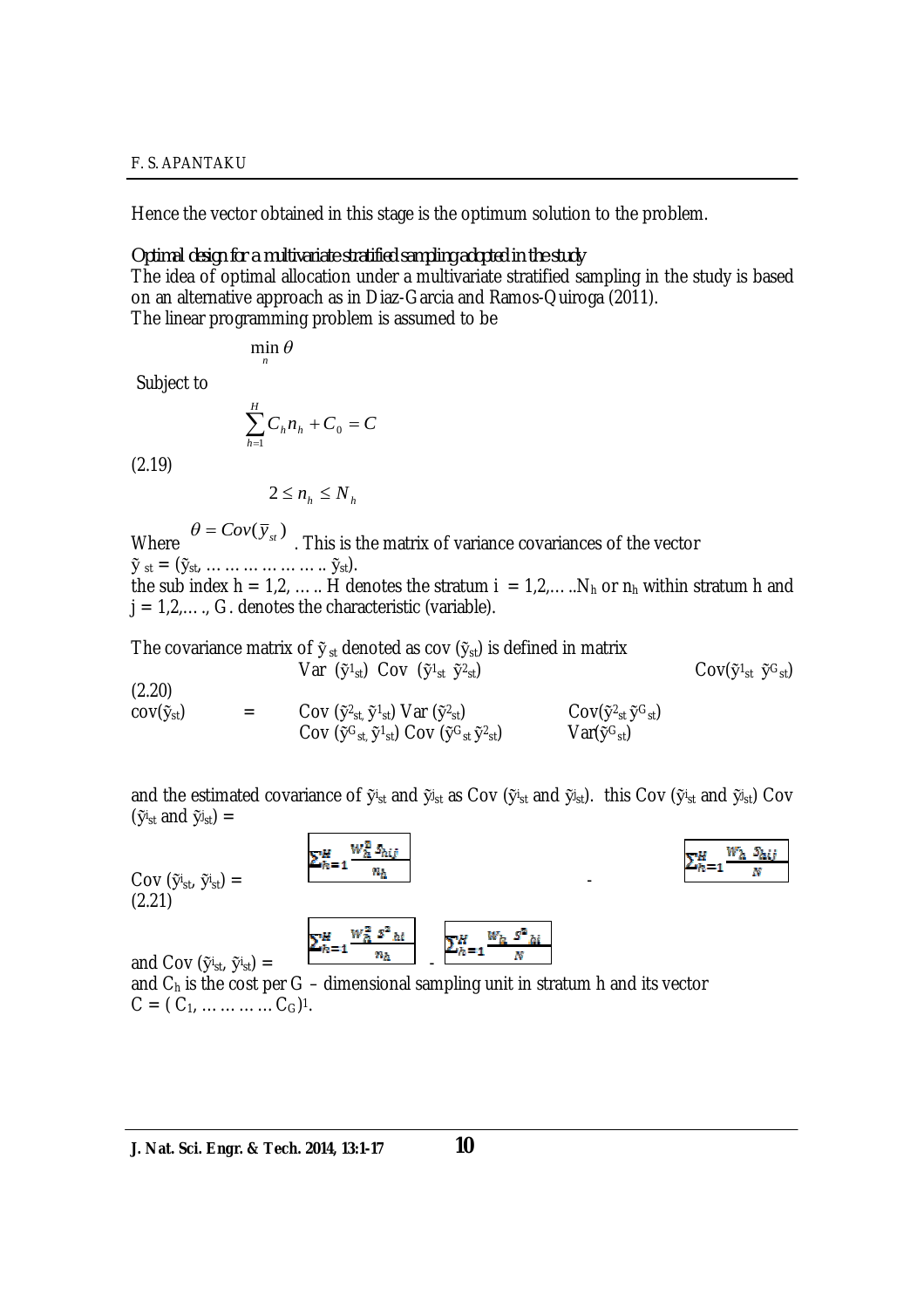Hence the vector obtained in this stage is the optimum solution to the problem.

*Optimal design for a multivariate stratified sampling adopted in the study*

The idea of optimal allocation under a multivariate stratified sampling in the study is based on an alternative approach as in Diaz-Garcia and Ramos-Quiroga (2011).

The linear programming problem is assumed to be

$$\min_{n} \theta$$

Subject to

$$\sum_{h=1}^{H} C_h n_h + C_0 = C$$

(2.19)

$$2 \le n_h \le N_h$$

Where $\theta = Cov(\bar{y}_{st})$. This is the matrix of variance covariances of the vector $\tilde{y}_{st} = (\tilde{y}_{st}, \ldots \ldots \ldots \ldots \ldots \ldots \tilde{y}_{st})$.

the sub index h = 1,2, ….. H denotes the stratum i = 1,2,… ..$N_h$ or $n_h$ within stratum h and j = 1,2,… ., G. denotes the characteristic (variable).

The covariance matrix of $\tilde{y}_{st}$ denoted as cov ($\tilde{y}_{st}$) is defined in matrix

(2.20)

$$cov(\tilde{y}_{st}) = \begin{matrix} Var(\tilde{y}^1_{st}) & Cov(\tilde{y}^1_{st}\ \tilde{y}^2_{st}) & Cov(\tilde{y}^1_{st}\ \tilde{y}^G_{st}) \\ Cov(\tilde{y}^2_{st}, \tilde{y}^1_{st}) & Var(\tilde{y}^2_{st}) & Cov(\tilde{y}^2_{st}\ \tilde{y}^G_{st}) \\ Cov(\tilde{y}^G_{st}, \tilde{y}^1_{st}) & Cov(\tilde{y}^G_{st}\ \tilde{y}^2_{st}) & Var(\tilde{y}^G_{st}) \end{matrix}$$

and the estimated covariance of $\tilde{y}^i_{st}$ and $\tilde{y}^j_{st}$ as Cov ($\tilde{y}^i_{st}$ and $\tilde{y}^j_{st}$). this Cov ($\tilde{y}^i_{st}$ and $\tilde{y}^j_{st}$) Cov ($\tilde{y}^i_{st}$ and $\tilde{y}^j_{st}$) =

$$Cov(\tilde{y}^i_{st}, \tilde{y}^j_{st}) = \sum_{h=1}^{H} \frac{W_h^2 s_{hij}}{n_h} - \sum_{h=1}^{H} \frac{W_h s_{hij}}{N}$$

(2.21)

$$\text{and } Cov(\tilde{y}^i_{st}, \tilde{y}^i_{st}) = \sum_{h=1}^{H} \frac{W_h^2 s^2_{hi}}{n_h} - \sum_{h=1}^{H} \frac{W_h s^2_{hi}}{N}$$

and $C_h$ is the cost per G – dimensional sampling unit in stratum h and its vector $C = (C_1, \ldots \ldots \ldots C_G)^1$.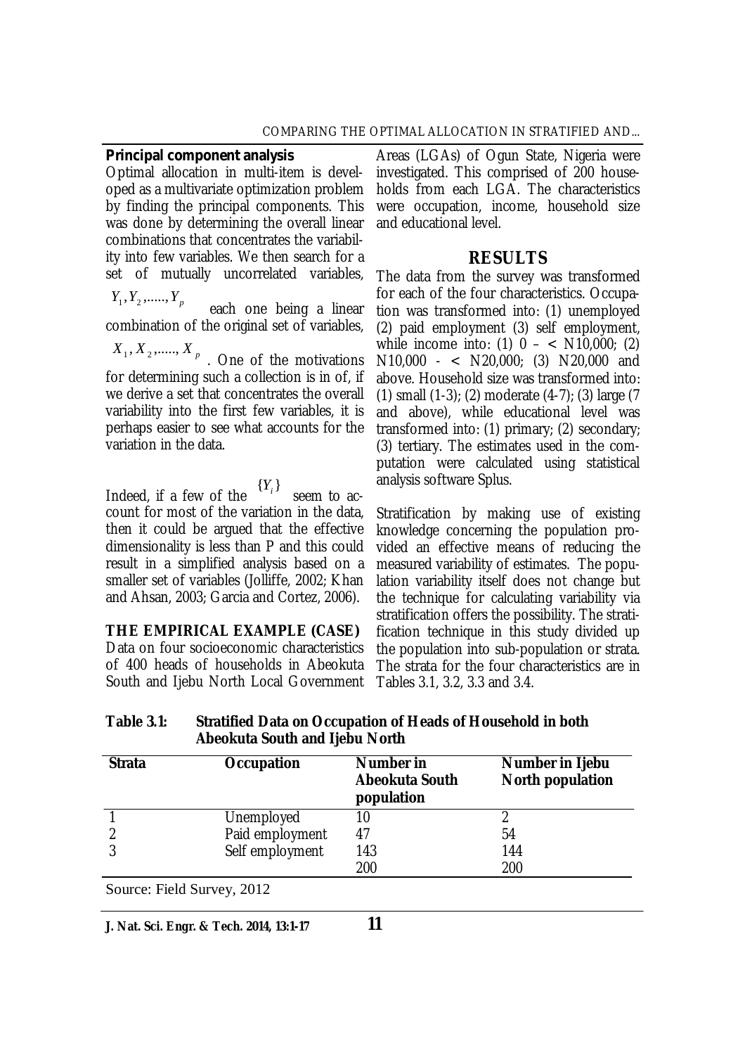**Principal component analysis**

Optimal allocation in multi-item is developed as a multivariate optimization problem by finding the principal components. This was done by determining the overall linear combinations that concentrates the variability into few variables. We then search for a set of mutually uncorrelated variables, $Y_1, Y_2, \ldots, Y_p$ each one being a linear combination of the original set of variables, $X_1, X_2, \ldots, X_p$. One of the motivations for determining such a collection is in of, if we derive a set that concentrates the overall variability into the first few variables, it is perhaps easier to see what accounts for the variation in the data.

Indeed, if a few of the $\{Y_i\}$ seem to account for most of the variation in the data, then it could be argued that the effective dimensionality is less than P and this could result in a simplified analysis based on a smaller set of variables (Jolliffe, 2002; Khan and Ahsan, 2003; Garcia and Cortez, 2006).

**THE EMPIRICAL EXAMPLE (CASE)**

Data on four socioeconomic characteristics of 400 heads of households in Abeokuta South and Ijebu North Local Government Areas (LGAs) of Ogun State, Nigeria were investigated. This comprised of 200 households from each LGA. The characteristics were occupation, income, household size and educational level.

## RESULTS

The data from the survey was transformed for each of the four characteristics. Occupation was transformed into: (1) unemployed (2) paid employment (3) self employment, while income into: (1) 0 – < N10,000; (2) N10,000 - < N20,000; (3) N20,000 and above. Household size was transformed into: (1) small (1-3); (2) moderate (4-7); (3) large (7 and above), while educational level was transformed into: (1) primary; (2) secondary; (3) tertiary. The estimates used in the computation were calculated using statistical analysis software Splus.

Stratification by making use of existing knowledge concerning the population provided an effective means of reducing the measured variability of estimates. The population variability itself does not change but the technique for calculating variability via stratification offers the possibility. The stratification technique in this study divided up the population into sub-population or strata. The strata for the four characteristics are in Tables 3.1, 3.2, 3.3 and 3.4.

**Table 3.1: Stratified Data on Occupation of Heads of Household in both Abeokuta South and Ijebu North**

| Strata | Occupation | Number in Abeokuta South population | Number in Ijebu North population |
|---|---|---|---|
| 1 | Unemployed | 10 | 2 |
| 2 | Paid employment | 47 | 54 |
| 3 | Self employment | 143 | 144 |
| | | 200 | 200 |

Source: Field Survey, 2012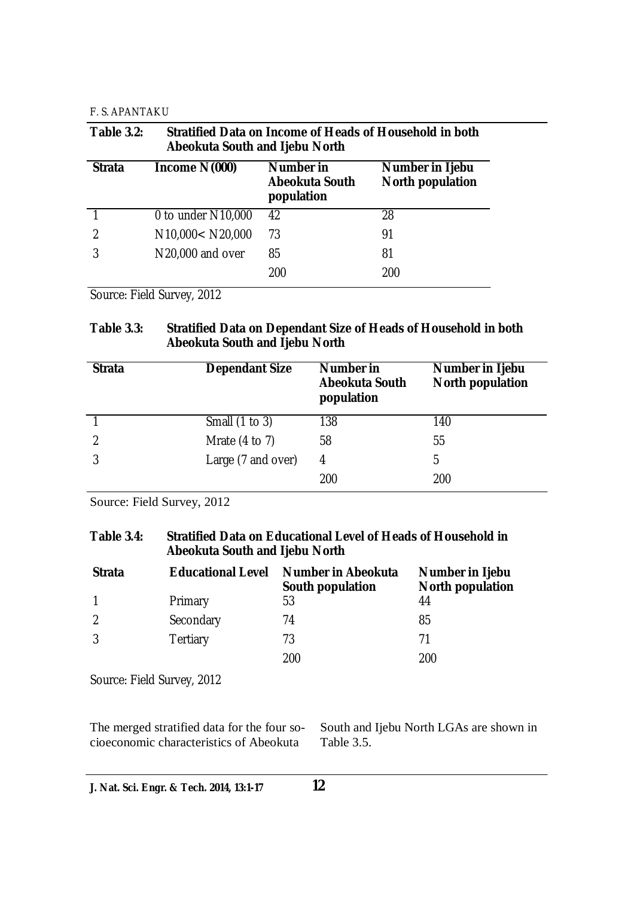**Table 3.2: Stratified Data on Income of Heads of Household in both Abeokuta South and Ijebu North**

| Strata | Income N (000) | Number in Abeokuta South population | Number in Ijebu North population |
|---|---|---|---|
| 1 | 0 to under N10,000 | 42 | 28 |
| 2 | N10,000< N20,000 | 73 | 91 |
| 3 | N20,000 and over | 85 | 81 |
| | | 200 | 200 |

Source: Field Survey, 2012

**Table 3.3: Stratified Data on Dependant Size of Heads of Household in both Abeokuta South and Ijebu North**

| Strata | Dependant Size | Number in Abeokuta South population | Number in Ijebu North population |
|---|---|---|---|
| 1 | Small (1 to 3) | 138 | 140 |
| 2 | Mrate (4 to 7) | 58 | 55 |
| 3 | Large (7 and over) | 4 | 5 |
| | | 200 | 200 |

Source: Field Survey, 2012

**Table 3.4: Stratified Data on Educational Level of Heads of Household in Abeokuta South and Ijebu North**

| Strata | Educational Level | Number in Abeokuta South population | Number in Ijebu North population |
|---|---|---|---|
| 1 | Primary | 53 | 44 |
| 2 | Secondary | 74 | 85 |
| 3 | Tertiary | 73 | 71 |
| | | 200 | 200 |

Source: Field Survey, 2012

The merged stratified data for the four socioeconomic characteristics of Abeokuta South and Ijebu North LGAs are shown in Table 3.5.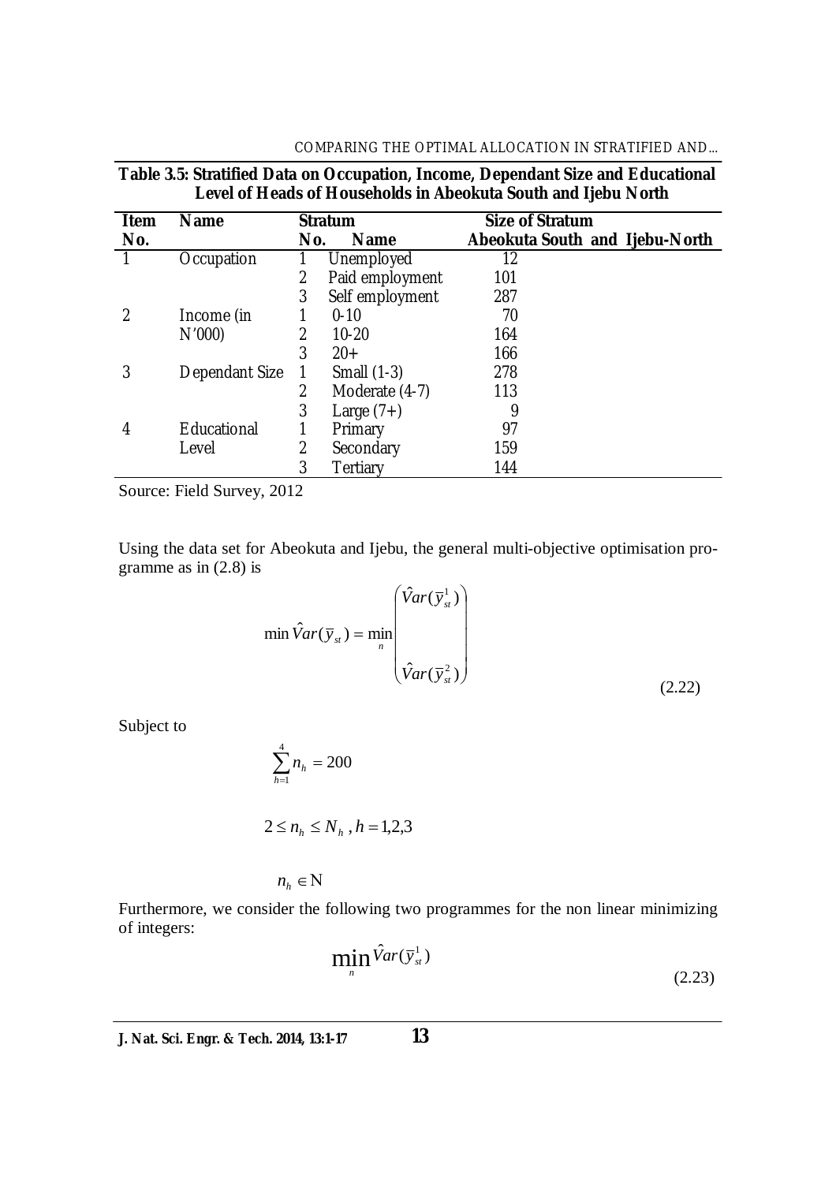**Table 3.5: Stratified Data on Occupation, Income, Dependant Size and Educational Level of Heads of Households in Abeokuta South and Ijebu North**

| Item No. | Name | Stratum No. | Stratum Name | Size of Stratum Abeokuta South and Ijebu-North |
|---|---|---|---|---|
| 1 | Occupation | 1 | Unemployed | 12 |
| | | 2 | Paid employment | 101 |
| | | 3 | Self employment | 287 |
| 2 | Income (in N'000) | 1 | 0-10 | 70 |
| | | 2 | 10-20 | 164 |
| | | 3 | 20+ | 166 |
| 3 | Dependant Size | 1 | Small (1-3) | 278 |
| | | 2 | Moderate (4-7) | 113 |
| | | 3 | Large (7+) | 9 |
| 4 | Educational Level | 1 | Primary | 97 |
| | | 2 | Secondary | 159 |
| | | 3 | Tertiary | 144 |

Source: Field Survey, 2012

Using the data set for Abeokuta and Ijebu, the general multi-objective optimisation programme as in (2.8) is

$$\min \hat{V}ar(\bar{y}_{st}) = \min_{n} \begin{pmatrix} \hat{V}ar(\bar{y}_{st}^{1}) \\ \\ \hat{V}ar(\bar{y}_{st}^{2}) \end{pmatrix} \tag{2.22}$$

Subject to

$$\sum_{h=1}^{4} n_h = 200$$

$$2 \leq n_h \leq N_h \,, h = 1,2,3$$

$$n_h \in \mathrm{N}$$

Furthermore, we consider the following two programmes for the non linear minimizing of integers:

$$\min_{n} \hat{V}ar(\bar{y}_{st}^{1}) \tag{2.23}$$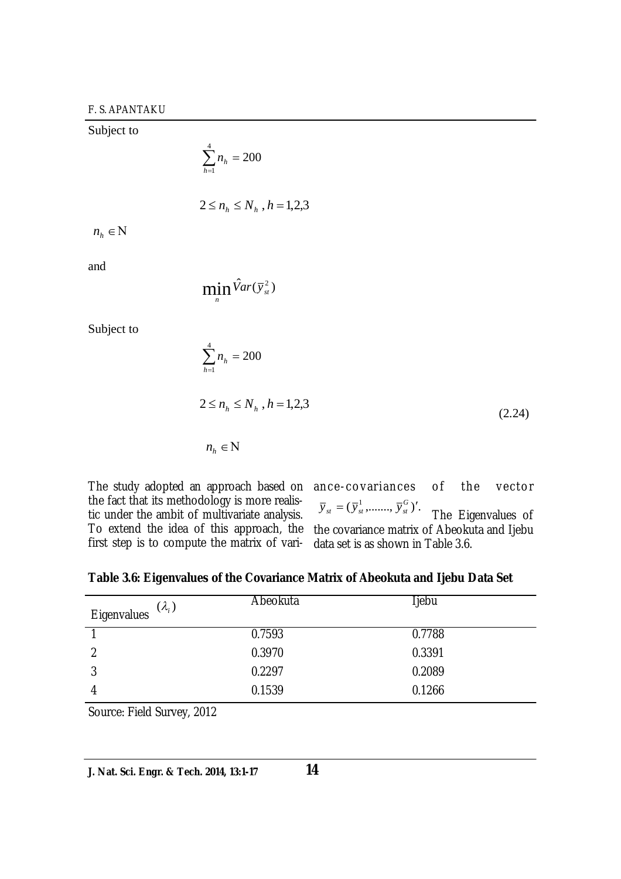Subject to

$$\sum_{h=1}^{4} n_h = 200$$

$$2 \leq n_h \leq N_h \text{ , } h = 1,2,3$$

$n_h \in \mathrm{N}$

and

$$\min_{n} \hat{V}ar(\bar{y}_{st}^{2})$$

Subject to

$$\sum_{h=1}^{4} n_h = 200$$

$$2 \leq n_h \leq N_h \text{ , } h = 1,2,3 \tag{2.24}$$

$$n_h \in \mathrm{N}$$

The study adopted an approach based on the fact that its methodology is more realistic under the ambit of multivariate analysis. To extend the idea of this approach, the first step is to compute the matrix of variance-covariances of the vector $\bar{y}_{st} = (\bar{y}_{st}^{1}, \ldots\ldots, \bar{y}_{st}^{G})'$. The Eigenvalues of the covariance matrix of Abeokuta and Ijebu data set is as shown in Table 3.6.

**Table 3.6: Eigenvalues of the Covariance Matrix of Abeokuta and Ijebu Data Set**

| Eigenvalues $(\lambda_i)$ | Abeokuta | Ijebu |
|---|---|---|
| 1 | 0.7593 | 0.7788 |
| 2 | 0.3970 | 0.3391 |
| 3 | 0.2297 | 0.2089 |
| 4 | 0.1539 | 0.1266 |

Source: Field Survey, 2012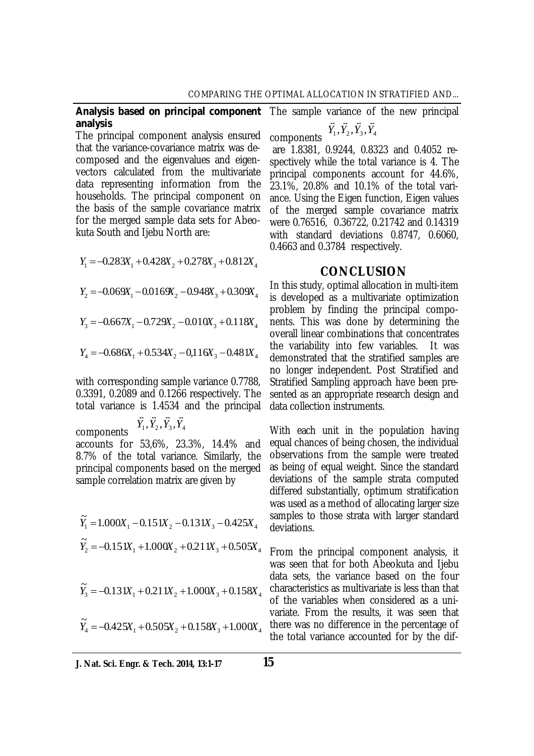### Analysis based on principal component analysis

The principal component analysis ensured that the variance-covariance matrix was decomposed and the eigenvalues and eigenvectors calculated from the multivariate data representing information from the households. The principal component on the basis of the sample covariance matrix for the merged sample data sets for Abeokuta South and Ijebu North are:

$$Y_1 = -0.283X_1 + 0.428X_2 + 0.278X_3 + 0.812X_4$$

$$Y_2 = -0.069X_1 - 0.0169X_2 - 0.948X_3 + 0.309X_4$$

$$Y_3 = -0.667X_1 - 0.729X_2 - 0.010X_3 + 0.118X_4$$

$$Y_4 = -0.686X_1 + 0.534X_2 - 0{,}116X_3 - 0.481X_4$$

with corresponding sample variance 0.7788, 0.3391, 0.2089 and 0.1266 respectively. The total variance is 1.4534 and the principal components $\ddot{Y}_1, \ddot{Y}_2, \ddot{Y}_3, \ddot{Y}_4$ accounts for 53,6%, 23.3%, 14.4% and 8.7% of the total variance. Similarly, the principal components based on the merged sample correlation matrix are given by

$$\tilde{Y}_1 = 1.000X_1 - 0.151X_2 - 0.131X_3 - 0.425X_4$$

$$\tilde{Y}_2 = -0.151X_1 + 1.000X_2 + 0.211X_3 + 0.505X_4$$

$$\tilde{Y}_3 = -0.131X_1 + 0.211X_2 + 1.000X_3 + 0.158X_4$$

$$\tilde{Y}_4 = -0.425X_1 + 0.505X_2 + 0.158X_3 + 1.000X_4$$

The sample variance of the new principal components $\ddot{Y}_1, \ddot{Y}_2, \ddot{Y}_3, \ddot{Y}_4$ are 1.8381, 0.9244, 0.8323 and 0.4052 respectively while the total variance is 4. The principal components account for 44.6%, 23.1%, 20.8% and 10.1% of the total variance. Using the Eigen function, Eigen values of the merged sample covariance matrix were 0.76516, 0.36722, 0.21742 and 0.14319 with standard deviations 0.8747, 0.6060, 0.4663 and 0.3784 respectively.

## CONCLUSION

In this study, optimal allocation in multi-item is developed as a multivariate optimization problem by finding the principal components. This was done by determining the overall linear combinations that concentrates the variability into few variables. It was demonstrated that the stratified samples are no longer independent. Post Stratified and Stratified Sampling approach have been presented as an appropriate research design and data collection instruments.

With each unit in the population having equal chances of being chosen, the individual observations from the sample were treated as being of equal weight. Since the standard deviations of the sample strata computed differed substantially, optimum stratification was used as a method of allocating larger size samples to those strata with larger standard deviations.

From the principal component analysis, it was seen that for both Abeokuta and Ijebu data sets, the variance based on the four characteristics as multivariate is less than that of the variables when considered as a univariate. From the results, it was seen that there was no difference in the percentage of the total variance accounted for by the dif-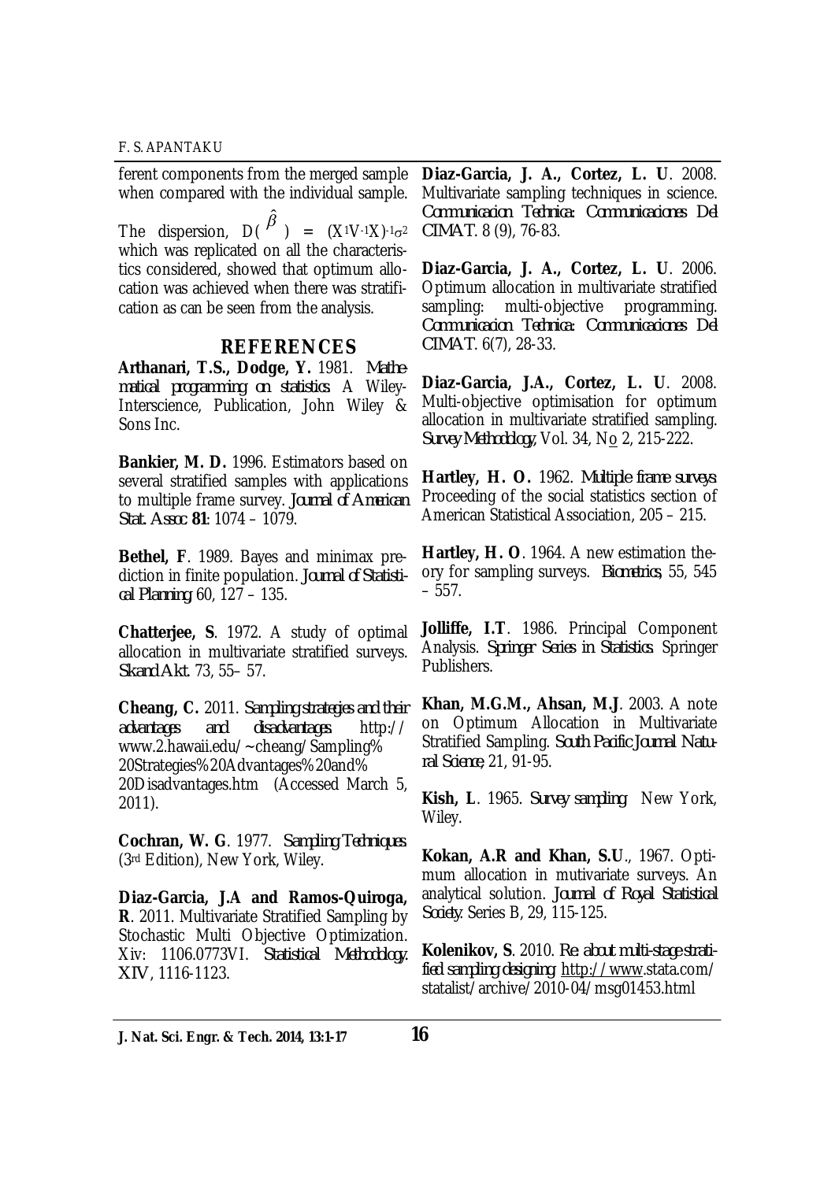ferent components from the merged sample when compared with the individual sample.

The dispersion, $D(\hat{\beta}) = (X^1V^{-1}X)^{-1}\sigma^2$ which was replicated on all the characteristics considered, showed that optimum allocation was achieved when there was stratification as can be seen from the analysis.

## REFERENCES

**Arthanari, T.S., Dodge, Y.** 1981. *Mathematical programming on statistics*. A Wiley-Interscience, Publication, John Wiley & Sons Inc.

**Bankier, M. D.** 1996. Estimators based on several stratified samples with applications to multiple frame survey. *Journal of American Stat. Assoc* **81**: 1074 – 1079.

**Bethel, F**. 1989. Bayes and minimax prediction in finite population. *Journal of Statistical Planning* 60, 127 – 135.

**Chatterjee, S**. 1972. A study of optimal allocation in multivariate stratified surveys. *Skand Akt*. 73, 55– 57.

**Cheang, C.** 2011. *Sampling strategies and their advantages and disadvantages*. http://www.2.hawaii.edu/~cheang/Sampling%20Strategies%20Advantages%20and%20Disadvantages.htm (Accessed March 5, 2011).

**Cochran, W. G**. 1977. *Sampling Techniques* (3rd Edition), New York, Wiley.

**Diaz-Garcia, J.A and Ramos-Quiroga, R**. 2011. Multivariate Stratified Sampling by Stochastic Multi Objective Optimization. Xiv: 1106.0773VI. *Statistical Methodology*. XIV, 1116-1123.

**Diaz-Garcia, J. A., Cortez, L. U**. 2008. Multivariate sampling techniques in science. *Communicacion Technica: Communicaciones Del CIMAT*. 8 (9), 76-83.

**Diaz-Garcia, J. A., Cortez, L. U**. 2006. Optimum allocation in multivariate stratified sampling: multi-objective programming. *Communicacion Technica: Communicaciones Del CIMAT*. 6(7), 28-33.

**Diaz-Garcia, J.A., Cortez, L. U**. 2008. Multi-objective optimisation for optimum allocation in multivariate stratified sampling. *Survey Methodology*, Vol. 34, No 2, 215-222.

**Hartley, H. O.** 1962. *Multiple frame surveys*. Proceeding of the social statistics section of American Statistical Association, 205 – 215.

**Hartley, H. O**. 1964. A new estimation theory for sampling surveys. *Biometrics*, 55, 545 – 557.

**Jolliffe, I.T**. 1986. Principal Component Analysis. *Springer Series in Statistics*. Springer Publishers.

**Khan, M.G.M., Ahsan, M.J**. 2003. A note on Optimum Allocation in Multivariate Stratified Sampling. *South Pacific Journal Natural Science*, 21, 91-95.

**Kish, L**. 1965. *Survey sampling*. New York, Wiley.

**Kokan, A.R and Khan, S.U**., 1967. Optimum allocation in mutivariate surveys. An analytical solution. *Journal of Royal Statistical Society*. Series B, 29, 115-125.

**Kolenikov, S**. 2010. *Re: about multi-stage stratified sampling designing*. http://www.stata.com/statalist/archive/2010-04/msg01453.html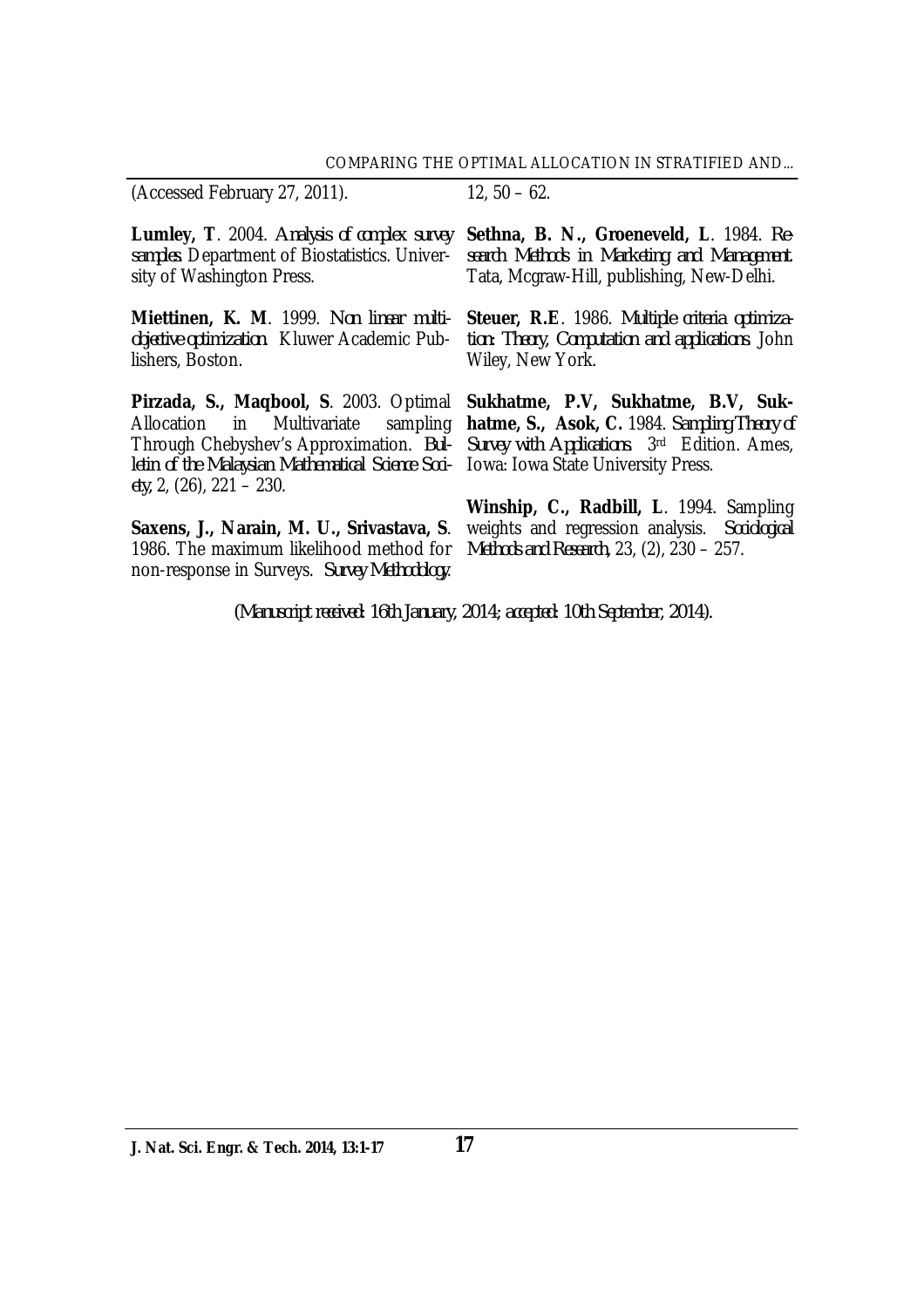(Accessed February 27, 2011).

**Lumley, T**. 2004. *Analysis of complex survey samples*. Department of Biostatistics. University of Washington Press.

**Miettinen, K. M**. 1999. *Non linear multi-objective optimization*. Kluwer Academic Publishers, Boston.

**Pirzada, S., Maqbool, S**. 2003. Optimal Allocation in Multivariate sampling Through Chebyshev's Approximation. *Bulletin of the Malaysian Mathematical Science Society*, 2, (26), 221 – 230.

**Saxens, J., Narain, M. U., Srivastava, S**. 1986. The maximum likelihood method for non-response in Surveys. *Survey Methodology*. 12, 50 – 62.

**Sethna, B. N., Groeneveld, L**. 1984. *Research Methods in Marketing and Management*. Tata, Mcgraw-Hill, publishing, New-Delhi.

**Steuer, R.E**. 1986. *Multiple criteria optimization: Theory, Computation and applications*. John Wiley, New York.

**Sukhatme, P.V, Sukhatme, B.V, Sukhatme, S., Asok, C.** 1984. *Sampling Theory of Survey with Applications*. 3rd Edition. Ames, Iowa: Iowa State University Press.

**Winship, C., Radbill, L**. 1994. Sampling weights and regression analysis. *Sociological Methods and Research*, 23, (2), 230 – 257.

*(Manuscript received: 16th January, 2014; accepted: 10th September, 2014).*